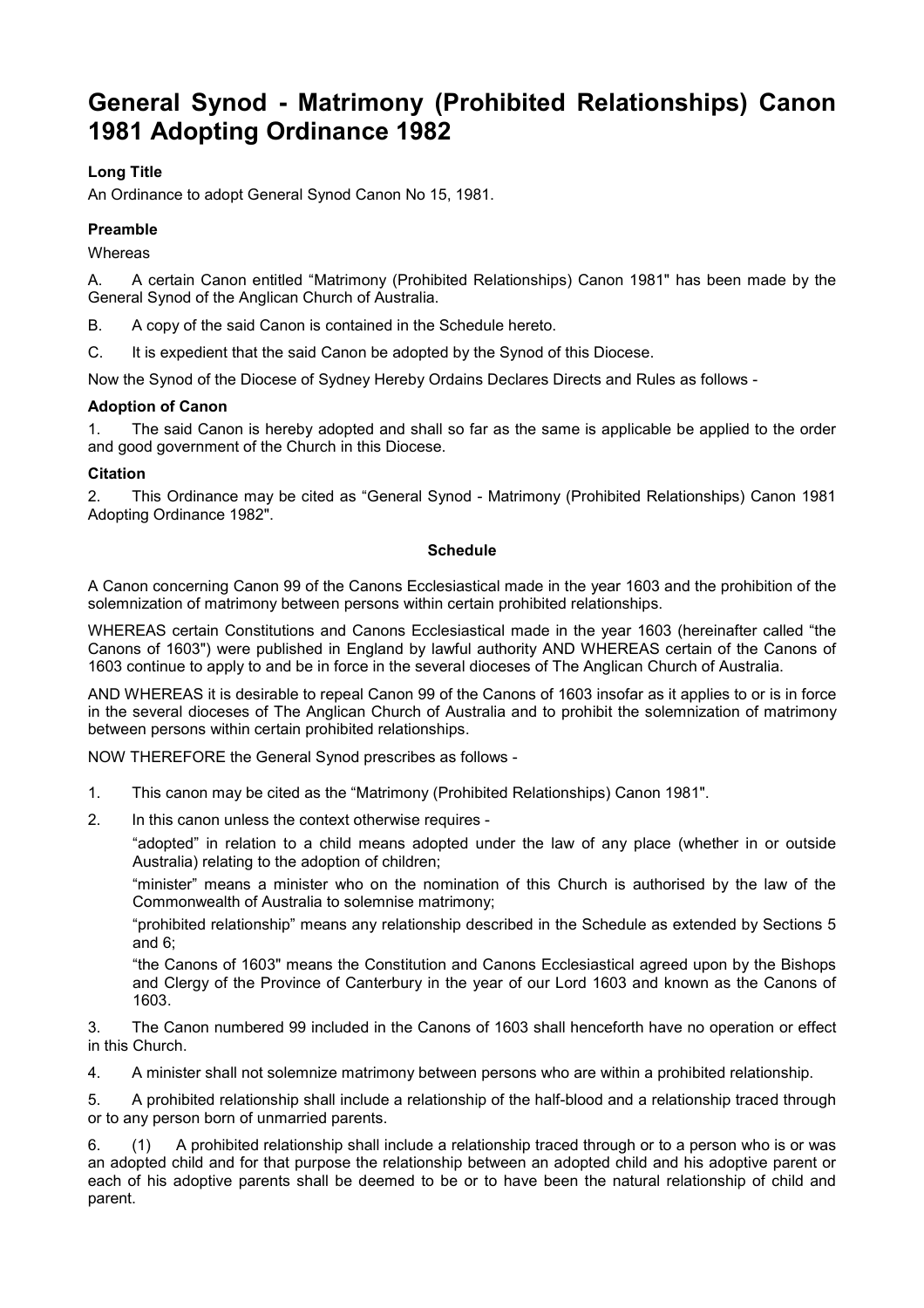# General Synod - Matrimony (Prohibited Relationships) Canon 1981 Adopting Ordinance 1982

### Long Title

An Ordinance to adopt General Synod Canon No 15, 1981.

### Preamble

Whereas

A. A certain Canon entitled "Matrimony (Prohibited Relationships) Canon 1981" has been made by the General Synod of the Anglican Church of Australia.

B. A copy of the said Canon is contained in the Schedule hereto.

C. It is expedient that the said Canon be adopted by the Synod of this Diocese.

Now the Synod of the Diocese of Sydney Hereby Ordains Declares Directs and Rules as follows -

### Adoption of Canon

1. The said Canon is hereby adopted and shall so far as the same is applicable be applied to the order and good government of the Church in this Diocese.

### Citation

2. This Ordinance may be cited as "General Synod - Matrimony (Prohibited Relationships) Canon 1981 Adopting Ordinance 1982".

### Schedule

A Canon concerning Canon 99 of the Canons Ecclesiastical made in the year 1603 and the prohibition of the solemnization of matrimony between persons within certain prohibited relationships.

WHEREAS certain Constitutions and Canons Ecclesiastical made in the year 1603 (hereinafter called "the Canons of 1603") were published in England by lawful authority AND WHEREAS certain of the Canons of 1603 continue to apply to and be in force in the several dioceses of The Anglican Church of Australia.

AND WHEREAS it is desirable to repeal Canon 99 of the Canons of 1603 insofar as it applies to or is in force in the several dioceses of The Anglican Church of Australia and to prohibit the solemnization of matrimony between persons within certain prohibited relationships.

NOW THEREFORE the General Synod prescribes as follows -

1. This canon may be cited as the "Matrimony (Prohibited Relationships) Canon 1981".

2. In this canon unless the context otherwise requires -

   "adopted" in relation to a child means adopted under the law of any place (whether in or outside Australia) relating to the adoption of children;

   "minister" means a minister who on the nomination of this Church is authorised by the law of the Commonwealth of Australia to solemnise matrimony;

   "prohibited relationship" means any relationship described in the Schedule as extended by Sections 5 and 6;

   "the Canons of 1603" means the Constitution and Canons Ecclesiastical agreed upon by the Bishops and Clergy of the Province of Canterbury in the year of our Lord 1603 and known as the Canons of 1603.

3. The Canon numbered 99 included in the Canons of 1603 shall henceforth have no operation or effect in this Church.

4. A minister shall not solemnize matrimony between persons who are within a prohibited relationship.

5. A prohibited relationship shall include a relationship of the half-blood and a relationship traced through or to any person born of unmarried parents.

6. (1) A prohibited relationship shall include a relationship traced through or to a person who is or was an adopted child and for that purpose the relationship between an adopted child and his adoptive parent or each of his adoptive parents shall be deemed to be or to have been the natural relationship of child and parent.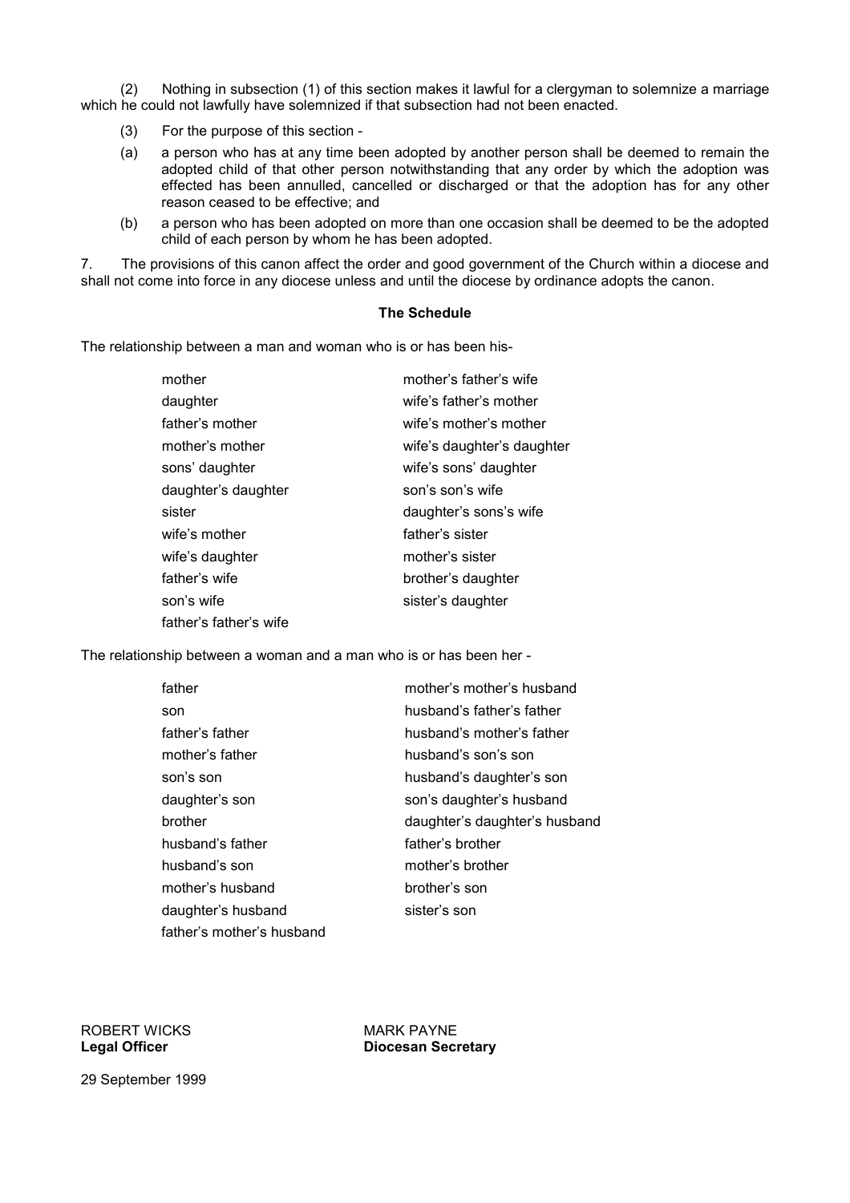(2) Nothing in subsection (1) of this section makes it lawful for a clergyman to solemnize a marriage which he could not lawfully have solemnized if that subsection had not been enacted.

(3) For the purpose of this section -

(a) a person who has at any time been adopted by another person shall be deemed to remain the adopted child of that other person notwithstanding that any order by which the adoption was effected has been annulled, cancelled or discharged or that the adoption has for any other reason ceased to be effective; and

(b) a person who has been adopted on more than one occasion shall be deemed to be the adopted child of each person by whom he has been adopted.

7. The provisions of this canon affect the order and good government of the Church within a diocese and shall not come into force in any diocese unless and until the diocese by ordinance adopts the canon.

**The Schedule**

The relationship between a man and woman who is or has been his-

| | |
|---|---|
| mother | mother's father's wife |
| daughter | wife's father's mother |
| father's mother | wife's mother's mother |
| mother's mother | wife's daughter's daughter |
| sons' daughter | wife's sons' daughter |
| daughter's daughter | son's son's wife |
| sister | daughter's sons's wife |
| wife's mother | father's sister |
| wife's daughter | mother's sister |
| father's wife | brother's daughter |
| son's wife | sister's daughter |
| father's father's wife | |

The relationship between a woman and a man who is or has been her -

| | |
|---|---|
| father | mother's mother's husband |
| son | husband's father's father |
| father's father | husband's mother's father |
| mother's father | husband's son's son |
| son's son | husband's daughter's son |
| daughter's son | son's daughter's husband |
| brother | daughter's daughter's husband |
| husband's father | father's brother |
| husband's son | mother's brother |
| mother's husband | brother's son |
| daughter's husband | sister's son |
| father's mother's husband | |

ROBERT WICKS
**Legal Officer**

MARK PAYNE
**Diocesan Secretary**

29 September 1999